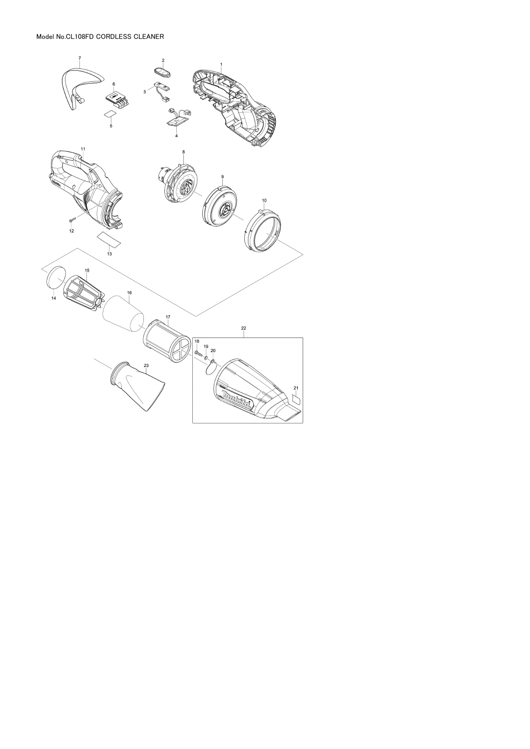Model No.CL108FD CORDLESS CLEANER

7
2
1
6
3
5
4
11
8
9
10
12
13
15
14
16
17
22
18
19
20
23
21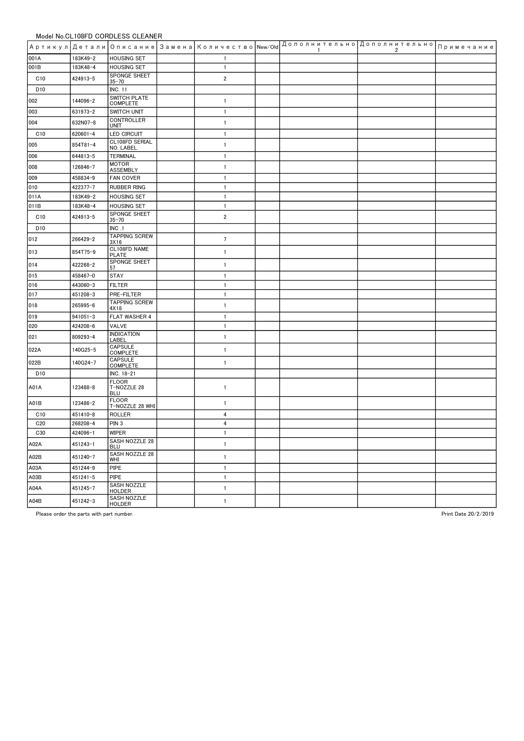Model No.CL108FD CORDLESS CLEANER

| Артикул | Детали | Описание | Замена | Количество | New/Old | Дополнительно 1 | Дополнительно 2 | Примечание |
|---|---|---|---|---|---|---|---|---|
| 001A | 183K49-2 | HOUSING SET | | 1 | | | | |
| 001B | 183K48-4 | HOUSING SET | | 1 | | | | |
| C10 | 424913-5 | SPONGE SHEET 35-70 | | 2 | | | | |
| D10 | | INC. 11 | | | | | | |
| 002 | 144096-2 | SWITCH PLATE COMPLETE | | 1 | | | | |
| 003 | 631973-2 | SWITCH UNIT | | 1 | | | | |
| 004 | 632N07-8 | CONTROLLER UNIT | | 1 | | | | |
| C10 | 620601-4 | LED CIRCUIT | | 1 | | | | |
| 005 | 854T81-4 | CL108FD SERIAL NO. LABEL | | 1 | | | | |
| 006 | 644813-5 | TERMINAL | | 1 | | | | |
| 008 | 126846-7 | MOTOR ASSEMBLY | | 1 | | | | |
| 009 | 458834-9 | FAN COVER | | 1 | | | | |
| 010 | 422377-7 | RUBBER RING | | 1 | | | | |
| 011A | 183K49-2 | HOUSING SET | | 1 | | | | |
| 011B | 183K48-4 | HOUSING SET | | 1 | | | | |
| C10 | 424913-5 | SPONGE SHEET 35-70 | | 2 | | | | |
| D10 | | INC .1 | | | | | | |
| 012 | 266429-2 | TAPPING SCREW 3X16 | | 7 | | | | |
| 013 | 854T75-9 | CL108FD NAME PLATE | | 1 | | | | |
| 014 | 422268-2 | SPONGE SHEET 57 | | 1 | | | | |
| 015 | 458467-0 | STAY | | 1 | | | | |
| 016 | 443060-3 | FILTER | | 1 | | | | |
| 017 | 451208-3 | PRE-FILTER | | 1 | | | | |
| 018 | 265995-6 | TAPPING SCREW 4X18 | | 1 | | | | |
| 019 | 941051-3 | FLAT WASHER 4 | | 1 | | | | |
| 020 | 424208-6 | VALVE | | 1 | | | | |
| 021 | 809293-4 | INDICATION LABEL | | 1 | | | | |
| 022A | 140G25-5 | CAPSULE COMPLETE | | 1 | | | | |
| 022B | 140G24-7 | CAPSULE COMPLETE | | 1 | | | | |
| D10 | | INC. 18-21 | | | | | | |
| A01A | 123488-8 | FLOOR T-NOZZLE 28 BLU | | 1 | | | | |
| A01B | 123486-2 | FLOOR T-NOZZLE 28 WHI | | 1 | | | | |
| C10 | 451410-8 | ROLLER | | 4 | | | | |
| C20 | 268208-4 | PIN 3 | | 4 | | | | |
| C30 | 424096-1 | WIPER | | 1 | | | | |
| A02A | 451243-1 | SASH NOZZLE 28 BLU | | 1 | | | | |
| A02B | 451240-7 | SASH NOZZLE 28 WHI | | 1 | | | | |
| A03A | 451244-9 | PIPE | | 1 | | | | |
| A03B | 451241-5 | PIPE | | 1 | | | | |
| A04A | 451245-7 | SASH NOZZLE HOLDER | | 1 | | | | |
| A04B | 451242-3 | SASH NOZZLE HOLDER | | 1 | | | | |

Please order the parts with part number.

Print Date 20/2/2019